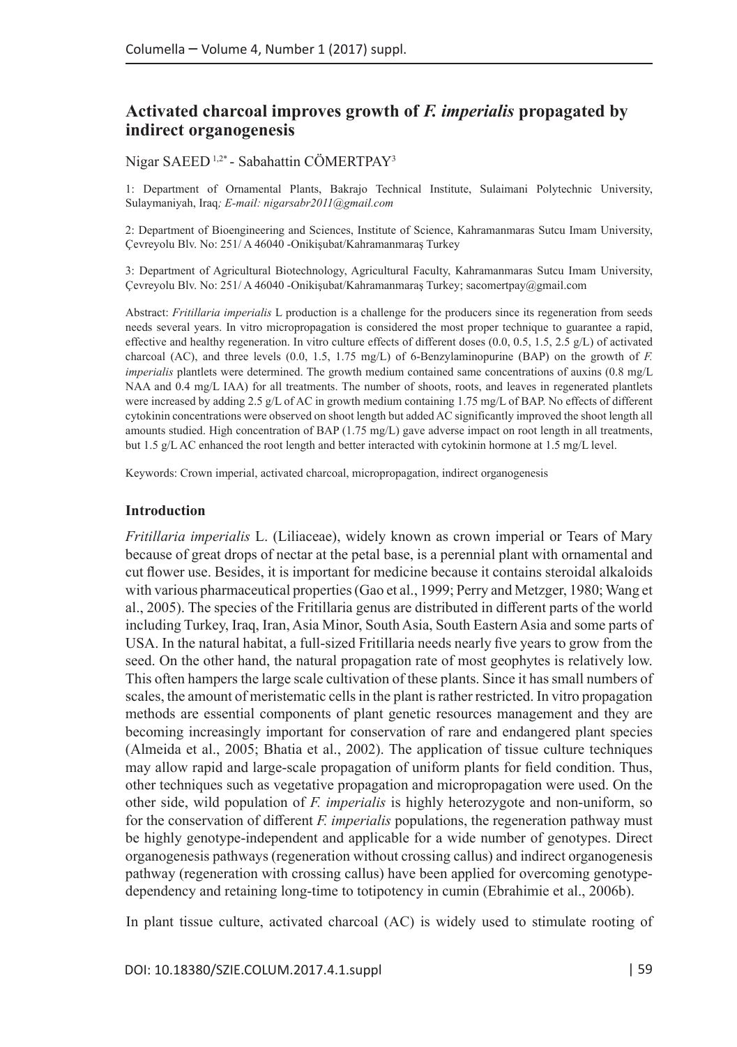# Activated charcoal improves growth of *F. imperialis* propagated by indirect organogenesis

Nigar SAEED [1,2*] - Sabahattin CÖMERTPAY[3]

1: Department of Ornamental Plants, Bakrajo Technical Institute, Sulaimani Polytechnic University, Sulaymaniyah, Iraq; *E-mail: nigarsabr2011@gmail.com*

2: Department of Bioengineering and Sciences, Institute of Science, Kahramanmaras Sutcu Imam University, Çevreyolu Blv. No: 251/ A 46040 -Onikişubat/Kahramanmaraş Turkey

3: Department of Agricultural Biotechnology, Agricultural Faculty, Kahramanmaras Sutcu Imam University, Çevreyolu Blv. No: 251/ A 46040 -Onikişubat/Kahramanmaraş Turkey; sacomertpay@gmail.com

Abstract: *Fritillaria imperialis* L production is a challenge for the producers since its regeneration from seeds needs several years. In vitro micropropagation is considered the most proper technique to guarantee a rapid, effective and healthy regeneration. In vitro culture effects of different doses (0.0, 0.5, 1.5, 2.5 g/L) of activated charcoal (AC), and three levels (0.0, 1.5, 1.75 mg/L) of 6-Benzylaminopurine (BAP) on the growth of *F. imperialis* plantlets were determined. The growth medium contained same concentrations of auxins (0.8 mg/L NAA and 0.4 mg/L IAA) for all treatments. The number of shoots, roots, and leaves in regenerated plantlets were increased by adding 2.5 g/L of AC in growth medium containing 1.75 mg/L of BAP. No effects of different cytokinin concentrations were observed on shoot length but added AC significantly improved the shoot length all amounts studied. High concentration of BAP (1.75 mg/L) gave adverse impact on root length in all treatments, but 1.5 g/L AC enhanced the root length and better interacted with cytokinin hormone at 1.5 mg/L level.

Keywords: Crown imperial, activated charcoal, micropropagation, indirect organogenesis

## Introduction

*Fritillaria imperialis* L. (Liliaceae), widely known as crown imperial or Tears of Mary because of great drops of nectar at the petal base, is a perennial plant with ornamental and cut flower use. Besides, it is important for medicine because it contains steroidal alkaloids with various pharmaceutical properties (Gao et al., 1999; Perry and Metzger, 1980; Wang et al., 2005). The species of the Fritillaria genus are distributed in different parts of the world including Turkey, Iraq, Iran, Asia Minor, South Asia, South Eastern Asia and some parts of USA. In the natural habitat, a full-sized Fritillaria needs nearly five years to grow from the seed. On the other hand, the natural propagation rate of most geophytes is relatively low. This often hampers the large scale cultivation of these plants. Since it has small numbers of scales, the amount of meristematic cells in the plant is rather restricted. In vitro propagation methods are essential components of plant genetic resources management and they are becoming increasingly important for conservation of rare and endangered plant species (Almeida et al., 2005; Bhatia et al., 2002). The application of tissue culture techniques may allow rapid and large-scale propagation of uniform plants for field condition. Thus, other techniques such as vegetative propagation and micropropagation were used. On the other side, wild population of *F. imperialis* is highly heterozygote and non-uniform, so for the conservation of different *F. imperialis* populations, the regeneration pathway must be highly genotype-independent and applicable for a wide number of genotypes. Direct organogenesis pathways (regeneration without crossing callus) and indirect organogenesis pathway (regeneration with crossing callus) have been applied for overcoming genotype-dependency and retaining long-time to totipotency in cumin (Ebrahimie et al., 2006b).

In plant tissue culture, activated charcoal (AC) is widely used to stimulate rooting of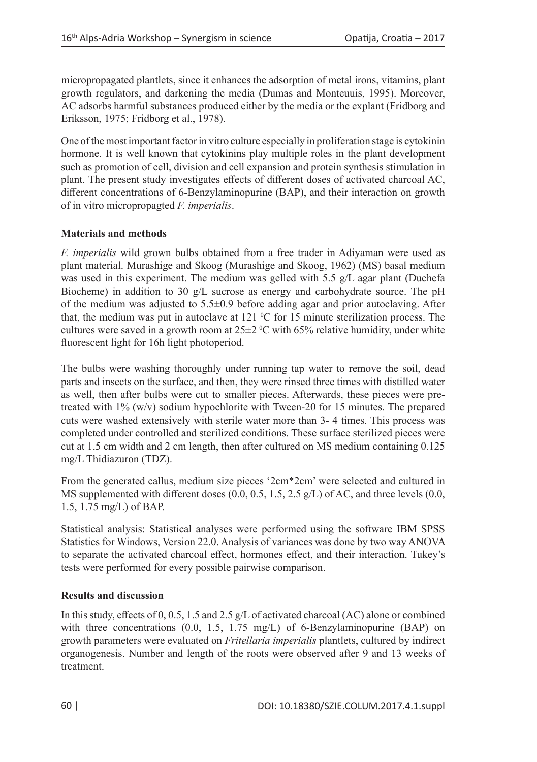micropropagated plantlets, since it enhances the adsorption of metal irons, vitamins, plant growth regulators, and darkening the media (Dumas and Monteuuis, 1995). Moreover, AC adsorbs harmful substances produced either by the media or the explant (Fridborg and Eriksson, 1975; Fridborg et al., 1978).

One of the most important factor in vitro culture especially in proliferation stage is cytokinin hormone. It is well known that cytokinins play multiple roles in the plant development such as promotion of cell, division and cell expansion and protein synthesis stimulation in plant. The present study investigates effects of different doses of activated charcoal AC, different concentrations of 6-Benzylaminopurine (BAP), and their interaction on growth of in vitro micropropagted *F. imperialis*.

## Materials and methods

*F. imperialis* wild grown bulbs obtained from a free trader in Adiyaman were used as plant material. Murashige and Skoog (Murashige and Skoog, 1962) (MS) basal medium was used in this experiment. The medium was gelled with 5.5 g/L agar plant (Duchefa Biocheme) in addition to 30 g/L sucrose as energy and carbohydrate source. The pH of the medium was adjusted to 5.5±0.9 before adding agar and prior autoclaving. After that, the medium was put in autoclave at 121 $^0$C for 15 minute sterilization process. The cultures were saved in a growth room at 25±2 $^0$C with 65% relative humidity, under white fluorescent light for 16h light photoperiod.

The bulbs were washing thoroughly under running tap water to remove the soil, dead parts and insects on the surface, and then, they were rinsed three times with distilled water as well, then after bulbs were cut to smaller pieces. Afterwards, these pieces were pre-treated with 1% (w/v) sodium hypochlorite with Tween-20 for 15 minutes. The prepared cuts were washed extensively with sterile water more than 3- 4 times. This process was completed under controlled and sterilized conditions. These surface sterilized pieces were cut at 1.5 cm width and 2 cm length, then after cultured on MS medium containing 0.125 mg/L Thidiazuron (TDZ).

From the generated callus, medium size pieces '2cm*2cm' were selected and cultured in MS supplemented with different doses (0.0, 0.5, 1.5, 2.5 g/L) of AC, and three levels (0.0, 1.5, 1.75 mg/L) of BAP.

Statistical analysis: Statistical analyses were performed using the software IBM SPSS Statistics for Windows, Version 22.0. Analysis of variances was done by two way ANOVA to separate the activated charcoal effect, hormones effect, and their interaction. Tukey's tests were performed for every possible pairwise comparison.

## Results and discussion

In this study, effects of 0, 0.5, 1.5 and 2.5 g/L of activated charcoal (AC) alone or combined with three concentrations (0.0, 1.5, 1.75 mg/L) of 6-Benzylaminopurine (BAP) on growth parameters were evaluated on *Fritellaria imperialis* plantlets, cultured by indirect organogenesis. Number and length of the roots were observed after 9 and 13 weeks of treatment.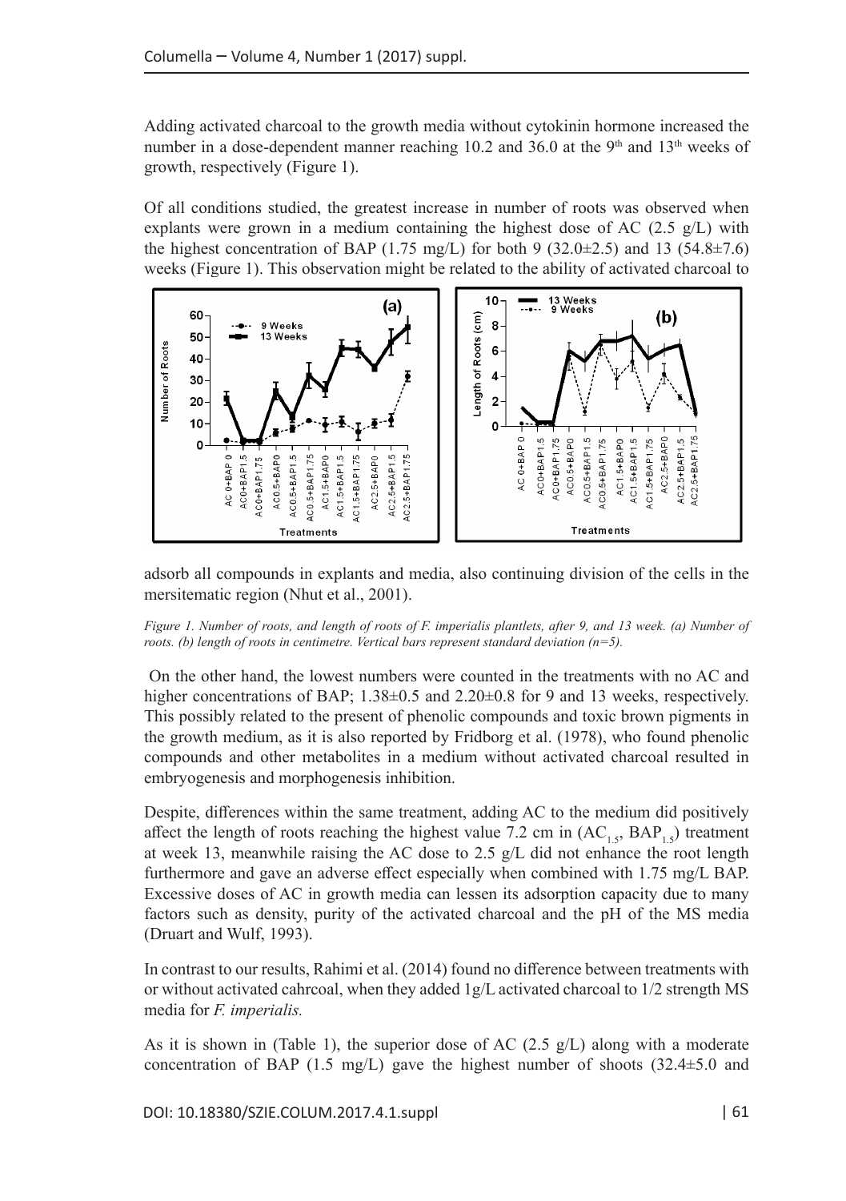Adding activated charcoal to the growth media without cytokinin hormone increased the number in a dose-dependent manner reaching 10.2 and 36.0 at the 9[th] and 13[th] weeks of growth, respectively (Figure 1).

Of all conditions studied, the greatest increase in number of roots was observed when explants were grown in a medium containing the highest dose of AC (2.5 g/L) with the highest concentration of BAP (1.75 mg/L) for both 9 (32.0±2.5) and 13 (54.8±7.6) weeks (Figure 1). This observation might be related to the ability of activated charcoal to adsorb all compounds in explants and media, also continuing division of the cells in the mersitematic region (Nhut et al., 2001).

*Figure 1. Number of roots, and length of roots of F. imperialis plantlets, after 9, and 13 week. (a) Number of roots. (b) length of roots in centimetre. Vertical bars represent standard deviation (n=5).*

On the other hand, the lowest numbers were counted in the treatments with no AC and higher concentrations of BAP; 1.38±0.5 and 2.20±0.8 for 9 and 13 weeks, respectively. This possibly related to the present of phenolic compounds and toxic brown pigments in the growth medium, as it is also reported by Fridborg et al. (1978), who found phenolic compounds and other metabolites in a medium without activated charcoal resulted in embryogenesis and morphogenesis inhibition.

Despite, differences within the same treatment, adding AC to the medium did positively affect the length of roots reaching the highest value 7.2 cm in ($AC_{1.5}$, $BAP_{1.5}$) treatment at week 13, meanwhile raising the AC dose to 2.5 g/L did not enhance the root length furthermore and gave an adverse effect especially when combined with 1.75 mg/L BAP. Excessive doses of AC in growth media can lessen its adsorption capacity due to many factors such as density, purity of the activated charcoal and the pH of the MS media (Druart and Wulf, 1993).

In contrast to our results, Rahimi et al. (2014) found no difference between treatments with or without activated cahrcoal, when they added 1g/L activated charcoal to 1/2 strength MS media for *F. imperialis.*

As it is shown in (Table 1), the superior dose of AC (2.5 g/L) along with a moderate concentration of BAP (1.5 mg/L) gave the highest number of shoots (32.4±5.0 and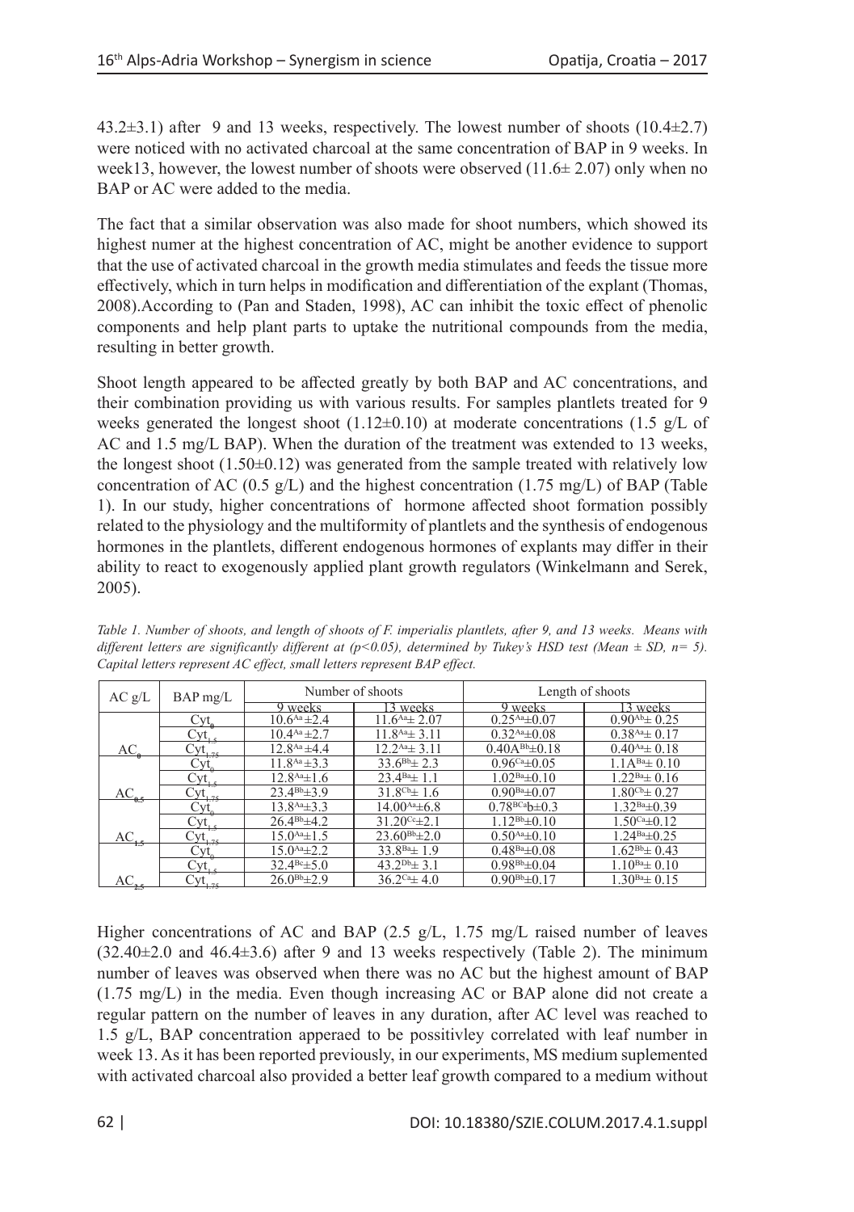43.2±3.1) after 9 and 13 weeks, respectively. The lowest number of shoots (10.4±2.7) were noticed with no activated charcoal at the same concentration of BAP in 9 weeks. In week13, however, the lowest number of shoots were observed (11.6± 2.07) only when no BAP or AC were added to the media.

The fact that a similar observation was also made for shoot numbers, which showed its highest numer at the highest concentration of AC, might be another evidence to support that the use of activated charcoal in the growth media stimulates and feeds the tissue more effectively, which in turn helps in modification and differentiation of the explant (Thomas, 2008).According to (Pan and Staden, 1998), AC can inhibit the toxic effect of phenolic components and help plant parts to uptake the nutritional compounds from the media, resulting in better growth.

Shoot length appeared to be affected greatly by both BAP and AC concentrations, and their combination providing us with various results. For samples plantlets treated for 9 weeks generated the longest shoot (1.12±0.10) at moderate concentrations (1.5 g/L of AC and 1.5 mg/L BAP). When the duration of the treatment was extended to 13 weeks, the longest shoot (1.50±0.12) was generated from the sample treated with relatively low concentration of AC (0.5 g/L) and the highest concentration (1.75 mg/L) of BAP (Table 1). In our study, higher concentrations of hormone affected shoot formation possibly related to the physiology and the multiformity of plantlets and the synthesis of endogenous hormones in the plantlets, different endogenous hormones of explants may differ in their ability to react to exogenously applied plant growth regulators (Winkelmann and Serek, 2005).

*Table 1. Number of shoots, and length of shoots of F. imperialis plantlets, after 9, and 13 weeks. Means with different letters are significantly different at (p<0.05), determined by Tukey's HSD test (Mean ± SD, n= 5). Capital letters represent AC effect, small letters represent BAP effect.*

| AC g/L | BAP mg/L | Number of shoots | | Length of shoots | |
|---|---|---|---|---|---|
| | | 9 weeks | 13 weeks | 9 weeks | 13 weeks |
| $AC_0$ | $Cyt_0$ | $10.6^{Aa}$ ±2.4 | $11.6^{Aa}$± 2.07 | $0.25^{Aa}$±0.07 | $0.90^{Ab}$± 0.25 |
| | $Cyt_{1.5}$ | $10.4^{Aa}$ ±2.7 | $11.8^{Aa}$± 3.11 | $0.32^{Aa}$±0.08 | $0.38^{Aa}$± 0.17 |
| | $Cyt_{1.75}$ | $12.8^{Aa}$ ±4.4 | $12.2^{Aa}$± 3.11 | $0.40A^{Bb}$±0.18 | $0.40^{Aa}$± 0.18 |
| $AC_{0.5}$ | $Cyt_0$ | $11.8^{Aa}$ ±3.3 | $33.6^{Bb}$± 2.3 | $0.96^{Ca}$±0.05 | $1.1A^{Ba}$± 0.10 |
| | $Cyt_{1.5}$ | $12.8^{Aa}$±1.6 | $23.4^{Ba}$± 1.1 | $1.02^{Ba}$±0.10 | $1.22^{Ba}$± 0.16 |
| | $Cyt_{1.75}$ | $23.4^{Bb}$±3.9 | $31.8^{Cb}$± 1.6 | $0.90^{Ba}$±0.07 | $1.80^{Cb}$± 0.27 |
| $AC_{1.5}$ | $Cyt_0$ | $13.8^{Aa}$±3.3 | $14.00^{Aa}$±6.8 | $0.78^{BCa}$b±0.3 | $1.32^{Ba}$±0.39 |
| | $Cyt_{1.5}$ | $26.4^{Bb}$±4.2 | $31.20^{Cc}$±2.1 | $1.12^{Bb}$±0.10 | $1.50^{Ca}$±0.12 |
| | $Cyt_{1.75}$ | $15.0^{Aa}$±1.5 | $23.60^{Bb}$±2.0 | $0.50^{Aa}$±0.10 | $1.24^{Ba}$±0.25 |
| $AC_{2.5}$ | $Cyt_0$ | $15.0^{Aa}$±2.2 | $33.8^{Ba}$± 1.9 | $0.48^{Ba}$±0.08 | $1.62^{Bb}$± 0.43 |
| | $Cyt_{1.5}$ | $32.4^{Bc}$±5.0 | $43.2^{Db}$± 3.1 | $0.98^{Bb}$±0.04 | $1.10^{Ba}$± 0.10 |
| | $Cyt_{1.75}$ | $26.0^{Bb}$±2.9 | $36.2^{Ca}$± 4.0 | $0.90^{Bb}$±0.17 | $1.30^{Ba}$± 0.15 |

Higher concentrations of AC and BAP (2.5 g/L, 1.75 mg/L raised number of leaves (32.40±2.0 and 46.4±3.6) after 9 and 13 weeks respectively (Table 2). The minimum number of leaves was observed when there was no AC but the highest amount of BAP (1.75 mg/L) in the media. Even though increasing AC or BAP alone did not create a regular pattern on the number of leaves in any duration, after AC level was reached to 1.5 g/L, BAP concentration apperaed to be possitivley correlated with leaf number in week 13. As it has been reported previously, in our experiments, MS medium suplemented with activated charcoal also provided a better leaf growth compared to a medium without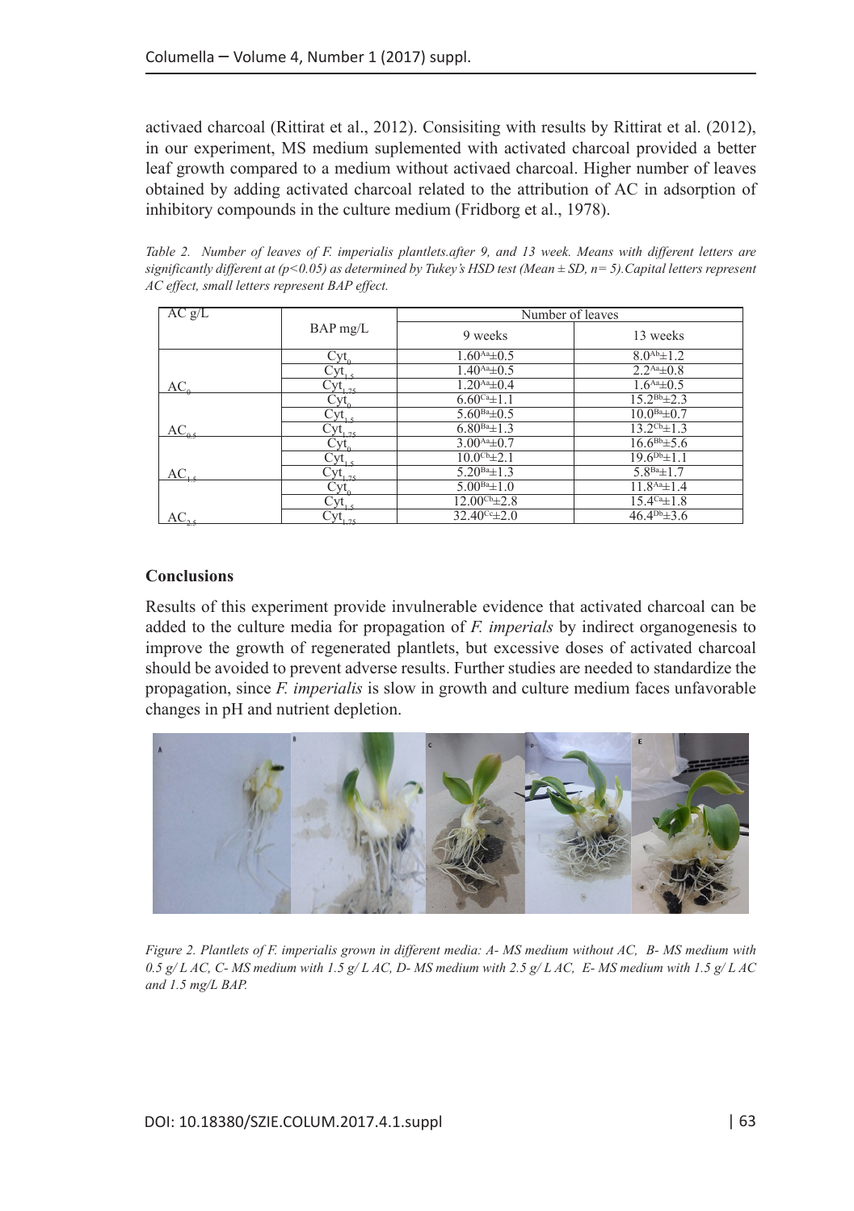activaed charcoal (Rittirat et al., 2012). Consisiting with results by Rittirat et al. (2012), in our experiment, MS medium suplemented with activated charcoal provided a better leaf growth compared to a medium without activaed charcoal. Higher number of leaves obtained by adding activated charcoal related to the attribution of AC in adsorption of inhibitory compounds in the culture medium (Fridborg et al., 1978).

*Table 2. Number of leaves of F. imperialis plantlets.after 9, and 13 week. Means with different letters are significantly different at (p<0.05) as determined by Tukey's HSD test (Mean ± SD, n= 5).Capital letters represent AC effect, small letters represent BAP effect.*

| AC g/L | BAP mg/L | Number of leaves | |
|---|---|---|---|
| | | 9 weeks | 13 weeks |
| $AC_0$ | $Cyt_0$ | $1.60^{Aa}$±0.5 | $8.0^{Ab}$±1.2 |
| | $Cyt_{1.5}$ | $1.40^{Aa}$±0.5 | $2.2^{Aa}$±0.8 |
| | $Cyt_{1.75}$ | $1.20^{Aa}$±0.4 | $1.6^{Aa}$±0.5 |
| $AC_{0.5}$ | $Cyt_0$ | $6.60^{Ca}$±1.1 | $15.2^{Bb}$±2.3 |
| | $Cyt_{1.5}$ | $5.60^{Ba}$±0.5 | $10.0^{Ba}$±0.7 |
| | $Cyt_{1.75}$ | $6.80^{Ba}$±1.3 | $13.2^{Cb}$±1.3 |
| $AC_{1.5}$ | $Cyt_0$ | $3.00^{Aa}$±0.7 | $16.6^{Bb}$±5.6 |
| | $Cyt_{1.5}$ | $10.0^{Cb}$±2.1 | $19.6^{Db}$±1.1 |
| | $Cyt_{1.75}$ | $5.20^{Ba}$±1.3 | $5.8^{Ba}$±1.7 |
| $AC_{2.5}$ | $Cyt_0$ | $5.00^{Ba}$±1.0 | $11.8^{Aa}$±1.4 |
| | $Cyt_{1.5}$ | $12.00^{Cb}$±2.8 | $15.4^{Ca}$±1.8 |
| | $Cyt_{1.75}$ | $32.40^{Cc}$±2.0 | $46.4^{Db}$±3.6 |

## Conclusions

Results of this experiment provide invulnerable evidence that activated charcoal can be added to the culture media for propagation of *F. imperials* by indirect organogenesis to improve the growth of regenerated plantlets, but excessive doses of activated charcoal should be avoided to prevent adverse results. Further studies are needed to standardize the propagation, since *F. imperialis* is slow in growth and culture medium faces unfavorable changes in pH and nutrient depletion.

*Figure 2. Plantlets of F. imperialis grown in different media: A- MS medium without AC, B- MS medium with 0.5 g/ L AC, C- MS medium with 1.5 g/ L AC, D- MS medium with 2.5 g/ L AC, E- MS medium with 1.5 g/ L AC and 1.5 mg/L BAP.*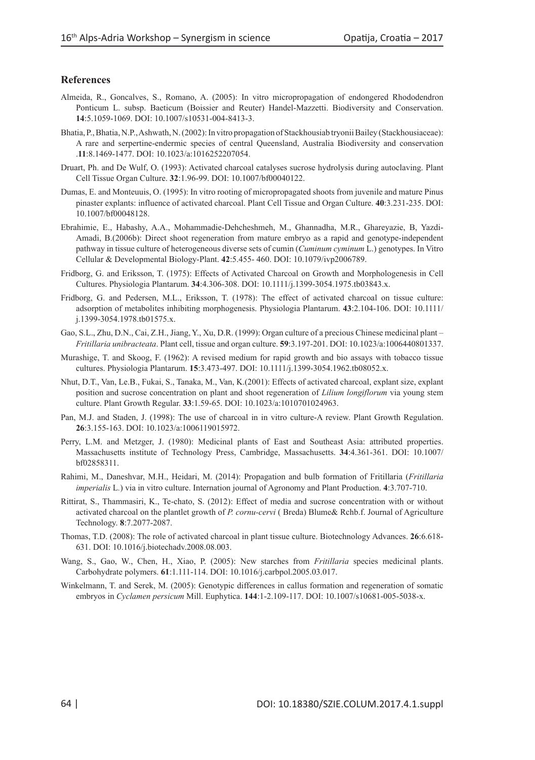## References

Almeida, R., Goncalves, S., Romano, A. (2005): In vitro micropropagation of endongered Rhododendron Ponticum L. subsp. Baeticum (Boissier and Reuter) Handel-Mazzetti. Biodiversity and Conservation. **14**:5.1059-1069. DOI: 10.1007/s10531-004-8413-3.

Bhatia, P., Bhatia, N.P., Ashwath, N. (2002): In vitro propagation of Stackhousiab tryonii Bailey (Stackhousiaceae): A rare and serpertine-endermic species of central Queensland, Australia Biodiversity and conservation .**11**:8.1469-1477. DOI: 10.1023/a:1016252207054.

Druart, Ph. and De Wulf, O. (1993): Activated charcoal catalyses sucrose hydrolysis during autoclaving. Plant Cell Tissue Organ Culture. **32**:1.96-99. DOI: 10.1007/bf00040122.

Dumas, E. and Monteuuis, O. (1995): In vitro rooting of micropropagated shoots from juvenile and mature Pinus pinaster explants: influence of activated charcoal. Plant Cell Tissue and Organ Culture. **40**:3.231-235. DOI: 10.1007/bf00048128.

Ebrahimie, E., Habashy, A.A., Mohammadie-Dehcheshmeh, M., Ghannadha, M.R., Ghareyazie, B, Yazdi-Amadi, B.(2006b): Direct shoot regeneration from mature embryo as a rapid and genotype-independent pathway in tissue culture of heterogeneous diverse sets of cumin (*Cuminum cyminum* L.) genotypes. In Vitro Cellular & Developmental Biology-Plant. **42**:5.455- 460. DOI: 10.1079/ivp2006789.

Fridborg, G. and Eriksson, T. (1975): Effects of Activated Charcoal on Growth and Morphologenesis in Cell Cultures. Physiologia Plantarum. **34**:4.306-308. DOI: 10.1111/j.1399-3054.1975.tb03843.x.

Fridborg, G. and Pedersen, M.L., Eriksson, T. (1978): The effect of activated charcoal on tissue culture: adsorption of metabolites inhibiting morphogenesis. Physiologia Plantarum. **43**:2.104-106. DOI: 10.1111/j.1399-3054.1978.tb01575.x.

Gao, S.L., Zhu, D.N., Cai, Z.H., Jiang, Y., Xu, D.R. (1999): Organ culture of a precious Chinese medicinal plant – *Fritillaria unibracteata*. Plant cell, tissue and organ culture. **59**:3.197-201. DOI: 10.1023/a:1006440801337.

Murashige, T. and Skoog, F. (1962): A revised medium for rapid growth and bio assays with tobacco tissue cultures. Physiologia Plantarum. **15**:3.473-497. DOI: 10.1111/j.1399-3054.1962.tb08052.x.

Nhut, D.T., Van, Le.B., Fukai, S., Tanaka, M., Van, K.(2001): Effects of activated charcoal, explant size, explant position and sucrose concentration on plant and shoot regeneration of *Lilium longiflorum* via young stem culture. Plant Growth Regular. **33**:1.59-65. DOI: 10.1023/a:1010701024963.

Pan, M.J. and Staden, J. (1998): The use of charcoal in in vitro culture-A review. Plant Growth Regulation. **26**:3.155-163. DOI: 10.1023/a:1006119015972.

Perry, L.M. and Metzger, J. (1980): Medicinal plants of East and Southeast Asia: attributed properties. Massachusetts institute of Technology Press, Cambridge, Massachusetts. **34**:4.361-361. DOI: 10.1007/bf02858311.

Rahimi, M., Daneshvar, M.H., Heidari, M. (2014): Propagation and bulb formation of Fritillaria (*Fritillaria imperialis* L.) via in vitro culture. Internation journal of Agronomy and Plant Production. **4**:3.707-710.

Rittirat, S., Thammasiri, K., Te-chato, S. (2012): Effect of media and sucrose concentration with or without activated charcoal on the plantlet growth of *P. cornu-cervi* ( Breda) Blume& Rchb.f. Journal of Agriculture Technology. **8**:7.2077-2087.

Thomas, T.D. (2008): The role of activated charcoal in plant tissue culture. Biotechnology Advances. **26**:6.618-631. DOI: 10.1016/j.biotechadv.2008.08.003.

Wang, S., Gao, W., Chen, H., Xiao, P. (2005): New starches from *Fritillaria* species medicinal plants. Carbohydrate polymers. **61**:1.111-114. DOI: 10.1016/j.carbpol.2005.03.017.

Winkelmann, T. and Serek, M. (2005): Genotypic differences in callus formation and regeneration of somatic embryos in *Cyclamen persicum* Mill. Euphytica. **144**:1-2.109-117. DOI: 10.1007/s10681-005-5038-x.